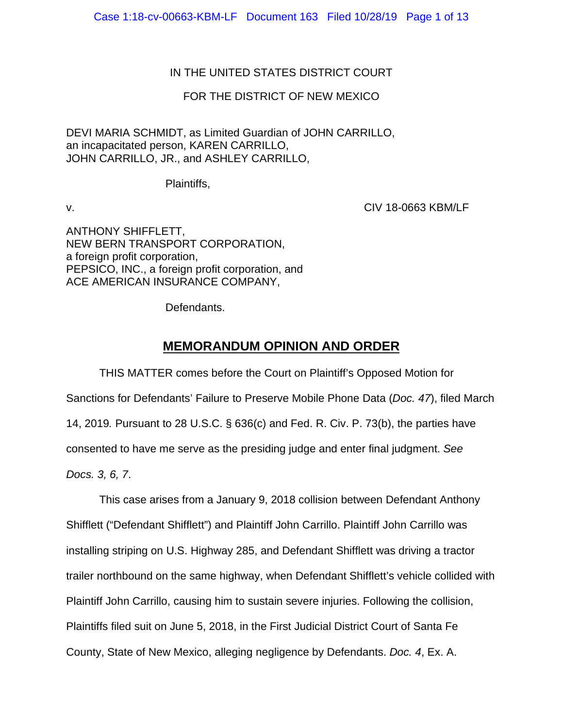IN THE UNITED STATES DISTRICT COURT

FOR THE DISTRICT OF NEW MEXICO

DEVI MARIA SCHMIDT, as Limited Guardian of JOHN CARRILLO, an incapacitated person, KAREN CARRILLO, JOHN CARRILLO, JR., and ASHLEY CARRILLO,

Plaintiffs,

v. CIV 18-0663 KBM/LF

ANTHONY SHIFFLETT, NEW BERN TRANSPORT CORPORATION, a foreign profit corporation, PEPSICO, INC., a foreign profit corporation, and ACE AMERICAN INSURANCE COMPANY,

Defendants.

## MEMORANDUM OPINION AND ORDER

THIS MATTER comes before the Court on Plaintiff's Opposed Motion for Sanctions for Defendants' Failure to Preserve Mobile Phone Data (*Doc. 47*), filed March 14, 2019*.* Pursuant to 28 U.S.C. § 636(c) and Fed. R. Civ. P. 73(b), the parties have consented to have me serve as the presiding judge and enter final judgment. *See Docs. 3, 6, 7*.

This case arises from a January 9, 2018 collision between Defendant Anthony Shifflett ("Defendant Shifflett") and Plaintiff John Carrillo. Plaintiff John Carrillo was installing striping on U.S. Highway 285, and Defendant Shifflett was driving a tractor trailer northbound on the same highway, when Defendant Shifflett's vehicle collided with Plaintiff John Carrillo, causing him to sustain severe injuries. Following the collision, Plaintiffs filed suit on June 5, 2018, in the First Judicial District Court of Santa Fe County, State of New Mexico, alleging negligence by Defendants. *Doc. 4*, Ex. A.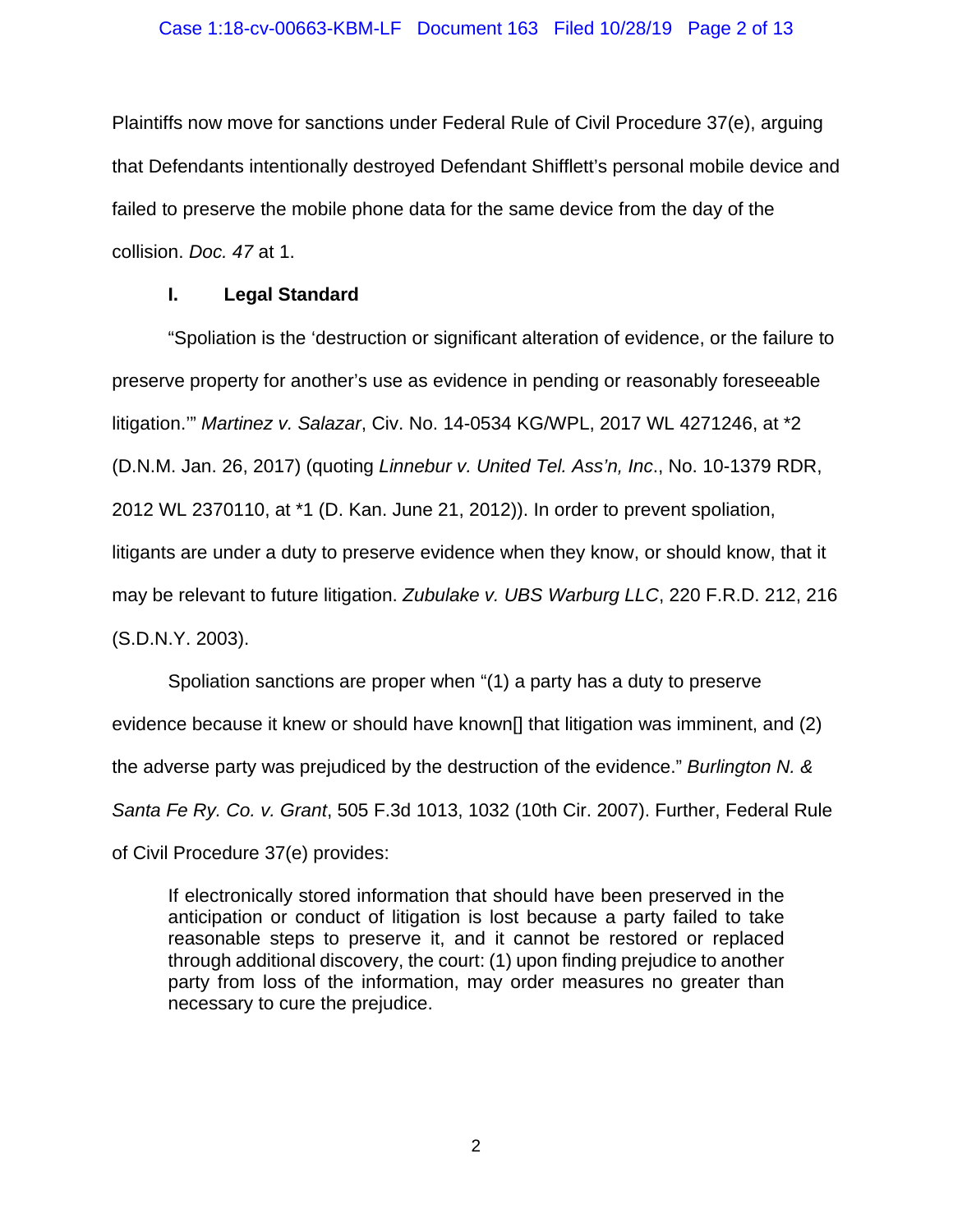Plaintiffs now move for sanctions under Federal Rule of Civil Procedure 37(e), arguing that Defendants intentionally destroyed Defendant Shifflett's personal mobile device and failed to preserve the mobile phone data for the same device from the day of the collision. *Doc. 47* at 1.

## I. Legal Standard

"Spoliation is the 'destruction or significant alteration of evidence, or the failure to preserve property for another's use as evidence in pending or reasonably foreseeable litigation.'" *Martinez v. Salazar*, Civ. No. 14-0534 KG/WPL, 2017 WL 4271246, at *2 (D.N.M. Jan. 26, 2017) (quoting *Linnebur v. United Tel. Ass'n, Inc*., No. 10-1379 RDR, 2012 WL 2370110, at *1 (D. Kan. June 21, 2012)). In order to prevent spoliation, litigants are under a duty to preserve evidence when they know, or should know, that it may be relevant to future litigation. *Zubulake v. UBS Warburg LLC*, 220 F.R.D. 212, 216 (S.D.N.Y. 2003).

Spoliation sanctions are proper when "(1) a party has a duty to preserve evidence because it knew or should have known[] that litigation was imminent, and (2) the adverse party was prejudiced by the destruction of the evidence." *Burlington N. & Santa Fe Ry. Co. v. Grant*, 505 F.3d 1013, 1032 (10th Cir. 2007). Further, Federal Rule of Civil Procedure 37(e) provides:

> If electronically stored information that should have been preserved in the anticipation or conduct of litigation is lost because a party failed to take reasonable steps to preserve it, and it cannot be restored or replaced through additional discovery, the court: (1) upon finding prejudice to another party from loss of the information, may order measures no greater than necessary to cure the prejudice.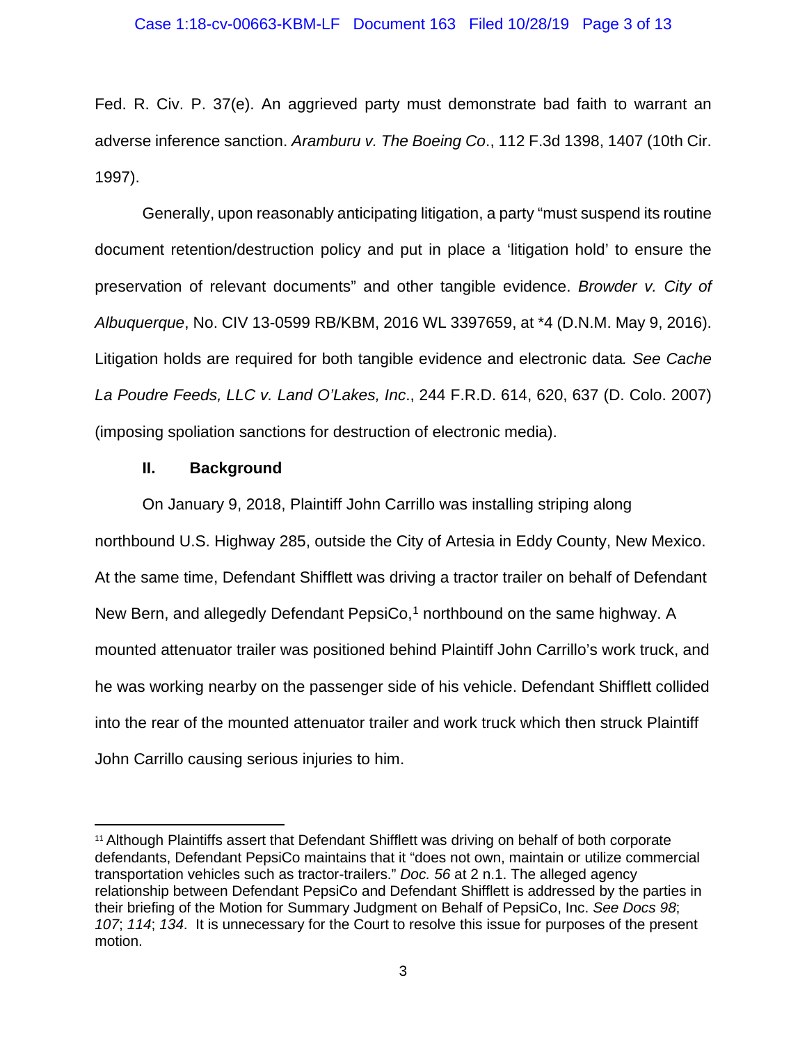Fed. R. Civ. P. 37(e). An aggrieved party must demonstrate bad faith to warrant an adverse inference sanction. *Aramburu v. The Boeing Co*., 112 F.3d 1398, 1407 (10th Cir. 1997).

Generally, upon reasonably anticipating litigation, a party "must suspend its routine document retention/destruction policy and put in place a 'litigation hold' to ensure the preservation of relevant documents" and other tangible evidence. *Browder v. City of Albuquerque*, No. CIV 13-0599 RB/KBM, 2016 WL 3397659, at *4 (D.N.M. May 9, 2016). Litigation holds are required for both tangible evidence and electronic data*. See Cache La Poudre Feeds, LLC v. Land O'Lakes, Inc*., 244 F.R.D. 614, 620, 637 (D. Colo. 2007) (imposing spoliation sanctions for destruction of electronic media).

## II. Background

On January 9, 2018, Plaintiff John Carrillo was installing striping along northbound U.S. Highway 285, outside the City of Artesia in Eddy County, New Mexico. At the same time, Defendant Shifflett was driving a tractor trailer on behalf of Defendant New Bern, and allegedly Defendant PepsiCo,[1] northbound on the same highway. A mounted attenuator trailer was positioned behind Plaintiff John Carrillo's work truck, and he was working nearby on the passenger side of his vehicle. Defendant Shifflett collided into the rear of the mounted attenuator trailer and work truck which then struck Plaintiff John Carrillo causing serious injuries to him.

---

[1] Although Plaintiffs assert that Defendant Shifflett was driving on behalf of both corporate defendants, Defendant PepsiCo maintains that it "does not own, maintain or utilize commercial transportation vehicles such as tractor-trailers." *Doc. 56* at 2 n.1. The alleged agency relationship between Defendant PepsiCo and Defendant Shifflett is addressed by the parties in their briefing of the Motion for Summary Judgment on Behalf of PepsiCo, Inc. *See Docs 98*; *107*; *114*; *134*. It is unnecessary for the Court to resolve this issue for purposes of the present motion.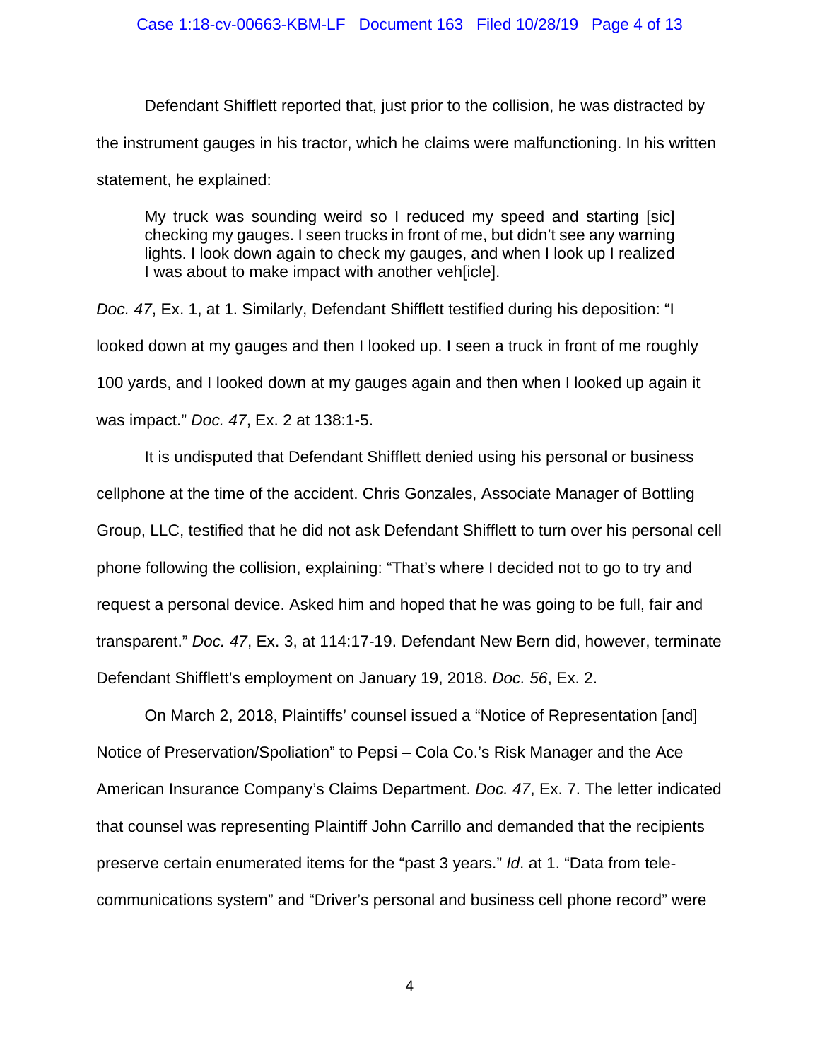Defendant Shifflett reported that, just prior to the collision, he was distracted by the instrument gauges in his tractor, which he claims were malfunctioning. In his written statement, he explained:

> My truck was sounding weird so I reduced my speed and starting [sic] checking my gauges. I seen trucks in front of me, but didn't see any warning lights. I look down again to check my gauges, and when I look up I realized I was about to make impact with another veh[icle].

*Doc. 47*, Ex. 1, at 1. Similarly, Defendant Shifflett testified during his deposition: "I looked down at my gauges and then I looked up. I seen a truck in front of me roughly 100 yards, and I looked down at my gauges again and then when I looked up again it was impact." *Doc. 47*, Ex. 2 at 138:1-5.

It is undisputed that Defendant Shifflett denied using his personal or business cellphone at the time of the accident. Chris Gonzales, Associate Manager of Bottling Group, LLC, testified that he did not ask Defendant Shifflett to turn over his personal cell phone following the collision, explaining: "That's where I decided not to go to try and request a personal device. Asked him and hoped that he was going to be full, fair and transparent." *Doc. 47*, Ex. 3, at 114:17-19. Defendant New Bern did, however, terminate Defendant Shifflett's employment on January 19, 2018. *Doc. 56*, Ex. 2.

On March 2, 2018, Plaintiffs' counsel issued a "Notice of Representation [and] Notice of Preservation/Spoliation" to Pepsi – Cola Co.'s Risk Manager and the Ace American Insurance Company's Claims Department. *Doc. 47*, Ex. 7. The letter indicated that counsel was representing Plaintiff John Carrillo and demanded that the recipients preserve certain enumerated items for the "past 3 years." *Id*. at 1. "Data from tele-communications system" and "Driver's personal and business cell phone record" were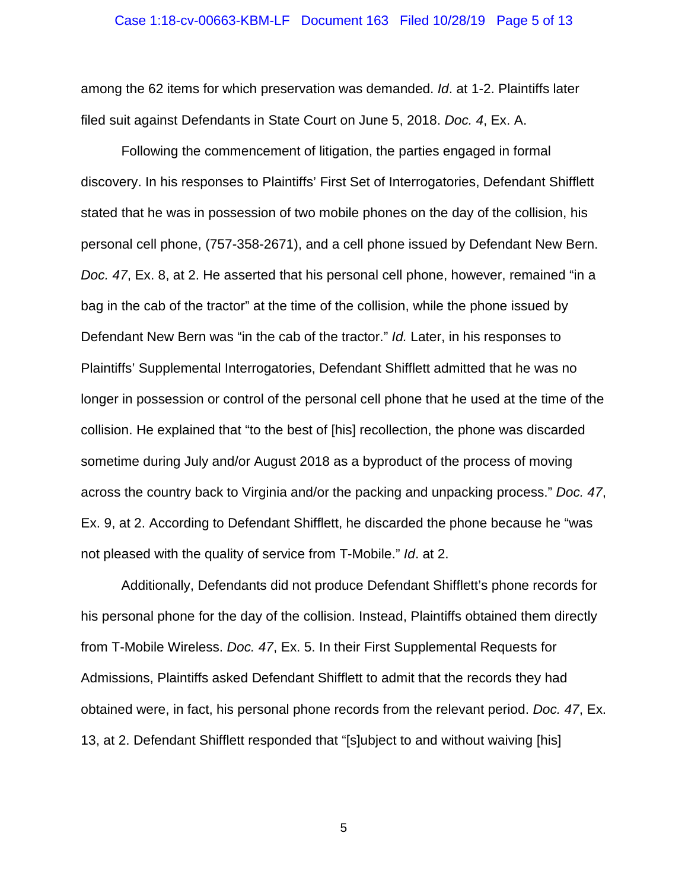among the 62 items for which preservation was demanded. *Id*. at 1-2. Plaintiffs later filed suit against Defendants in State Court on June 5, 2018. *Doc. 4*, Ex. A.

Following the commencement of litigation, the parties engaged in formal discovery. In his responses to Plaintiffs' First Set of Interrogatories, Defendant Shifflett stated that he was in possession of two mobile phones on the day of the collision, his personal cell phone, (757-358-2671), and a cell phone issued by Defendant New Bern. *Doc. 47*, Ex. 8, at 2. He asserted that his personal cell phone, however, remained "in a bag in the cab of the tractor" at the time of the collision, while the phone issued by Defendant New Bern was "in the cab of the tractor." *Id.* Later, in his responses to Plaintiffs' Supplemental Interrogatories, Defendant Shifflett admitted that he was no longer in possession or control of the personal cell phone that he used at the time of the collision. He explained that "to the best of [his] recollection, the phone was discarded sometime during July and/or August 2018 as a byproduct of the process of moving across the country back to Virginia and/or the packing and unpacking process." *Doc. 47*, Ex. 9, at 2. According to Defendant Shifflett, he discarded the phone because he "was not pleased with the quality of service from T-Mobile." *Id*. at 2.

Additionally, Defendants did not produce Defendant Shifflett's phone records for his personal phone for the day of the collision. Instead, Plaintiffs obtained them directly from T-Mobile Wireless. *Doc. 47*, Ex. 5. In their First Supplemental Requests for Admissions, Plaintiffs asked Defendant Shifflett to admit that the records they had obtained were, in fact, his personal phone records from the relevant period. *Doc. 47*, Ex. 13, at 2. Defendant Shifflett responded that "[s]ubject to and without waiving [his]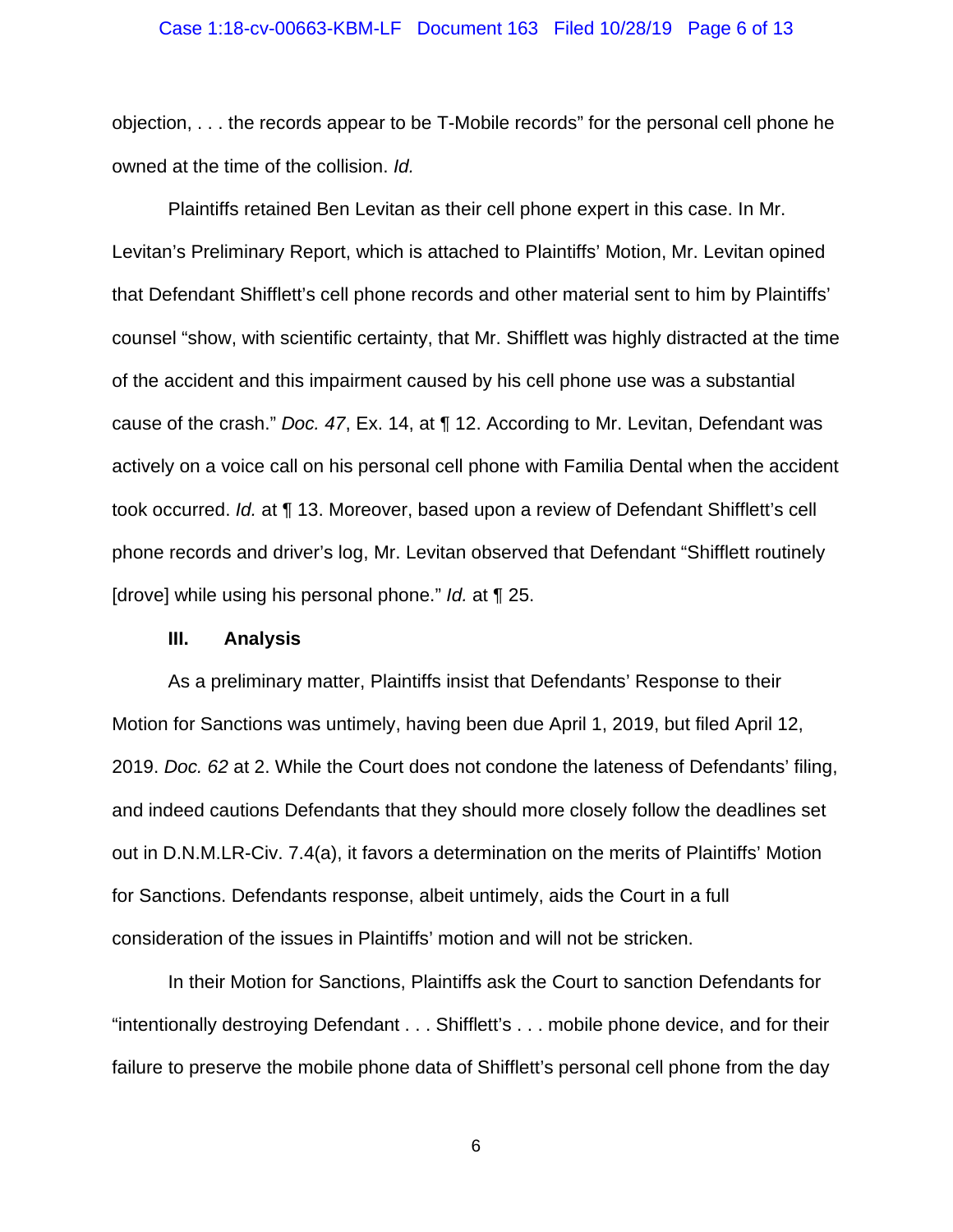objection, . . . the records appear to be T-Mobile records" for the personal cell phone he owned at the time of the collision. *Id.*

Plaintiffs retained Ben Levitan as their cell phone expert in this case. In Mr. Levitan's Preliminary Report, which is attached to Plaintiffs' Motion, Mr. Levitan opined that Defendant Shifflett's cell phone records and other material sent to him by Plaintiffs' counsel "show, with scientific certainty, that Mr. Shifflett was highly distracted at the time of the accident and this impairment caused by his cell phone use was a substantial cause of the crash." *Doc. 47*, Ex. 14, at ¶ 12. According to Mr. Levitan, Defendant was actively on a voice call on his personal cell phone with Familia Dental when the accident took occurred. *Id.* at ¶ 13. Moreover, based upon a review of Defendant Shifflett's cell phone records and driver's log, Mr. Levitan observed that Defendant "Shifflett routinely [drove] while using his personal phone." *Id.* at ¶ 25.

## III. Analysis

As a preliminary matter, Plaintiffs insist that Defendants' Response to their Motion for Sanctions was untimely, having been due April 1, 2019, but filed April 12, 2019. *Doc. 62* at 2. While the Court does not condone the lateness of Defendants' filing, and indeed cautions Defendants that they should more closely follow the deadlines set out in D.N.M.LR-Civ. 7.4(a), it favors a determination on the merits of Plaintiffs' Motion for Sanctions. Defendants response, albeit untimely, aids the Court in a full consideration of the issues in Plaintiffs' motion and will not be stricken.

In their Motion for Sanctions, Plaintiffs ask the Court to sanction Defendants for "intentionally destroying Defendant . . . Shifflett's . . . mobile phone device, and for their failure to preserve the mobile phone data of Shifflett's personal cell phone from the day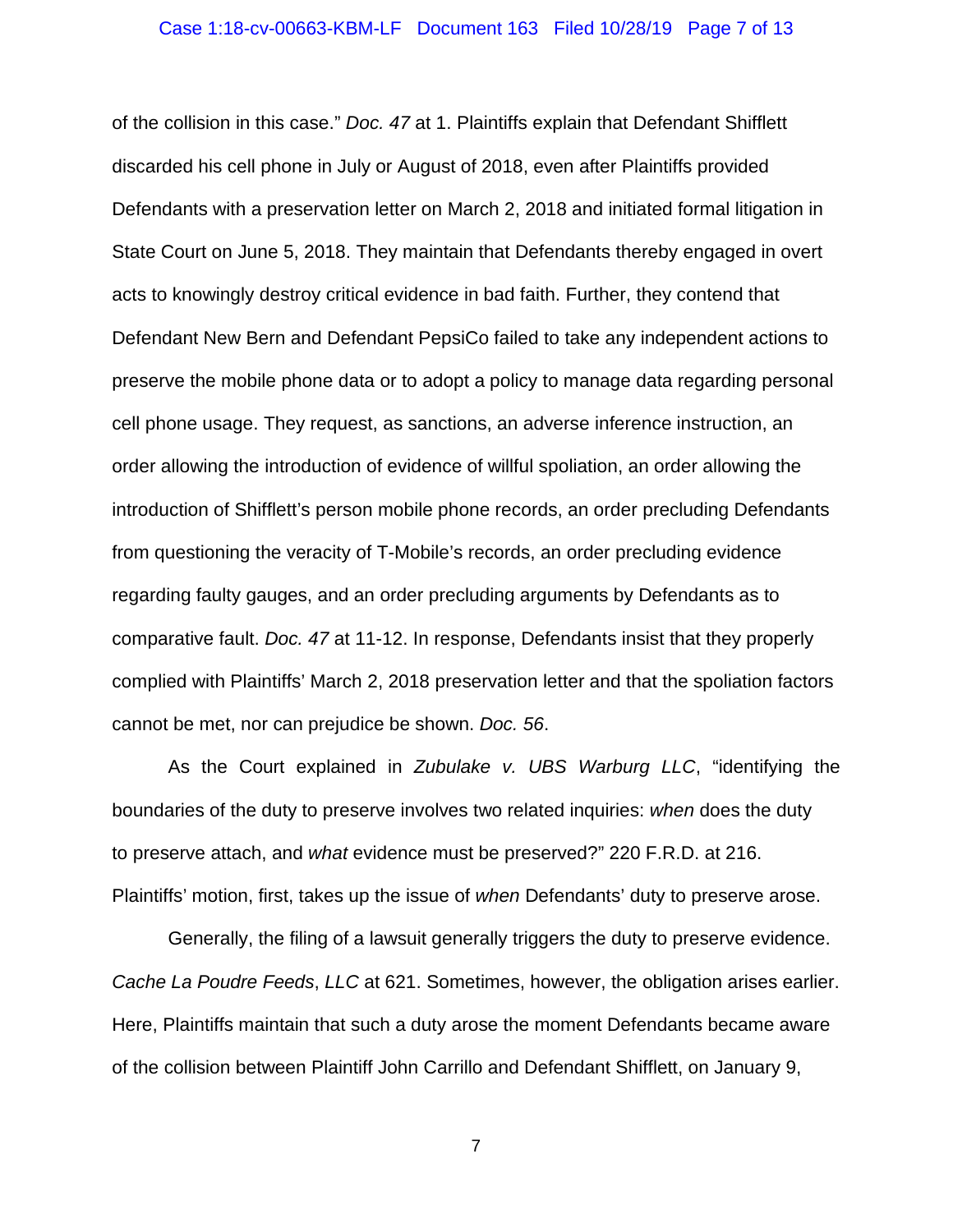of the collision in this case." *Doc. 47* at 1. Plaintiffs explain that Defendant Shifflett discarded his cell phone in July or August of 2018, even after Plaintiffs provided Defendants with a preservation letter on March 2, 2018 and initiated formal litigation in State Court on June 5, 2018. They maintain that Defendants thereby engaged in overt acts to knowingly destroy critical evidence in bad faith. Further, they contend that Defendant New Bern and Defendant PepsiCo failed to take any independent actions to preserve the mobile phone data or to adopt a policy to manage data regarding personal cell phone usage. They request, as sanctions, an adverse inference instruction, an order allowing the introduction of evidence of willful spoliation, an order allowing the introduction of Shifflett's person mobile phone records, an order precluding Defendants from questioning the veracity of T-Mobile's records, an order precluding evidence regarding faulty gauges, and an order precluding arguments by Defendants as to comparative fault. *Doc. 47* at 11-12. In response, Defendants insist that they properly complied with Plaintiffs' March 2, 2018 preservation letter and that the spoliation factors cannot be met, nor can prejudice be shown. *Doc. 56*.

As the Court explained in *Zubulake v. UBS Warburg LLC*, "identifying the boundaries of the duty to preserve involves two related inquiries: *when* does the duty to preserve attach, and *what* evidence must be preserved?" 220 F.R.D. at 216. Plaintiffs' motion, first, takes up the issue of *when* Defendants' duty to preserve arose.

Generally, the filing of a lawsuit generally triggers the duty to preserve evidence. *Cache La Poudre Feeds*, *LLC* at 621. Sometimes, however, the obligation arises earlier. Here, Plaintiffs maintain that such a duty arose the moment Defendants became aware of the collision between Plaintiff John Carrillo and Defendant Shifflett, on January 9,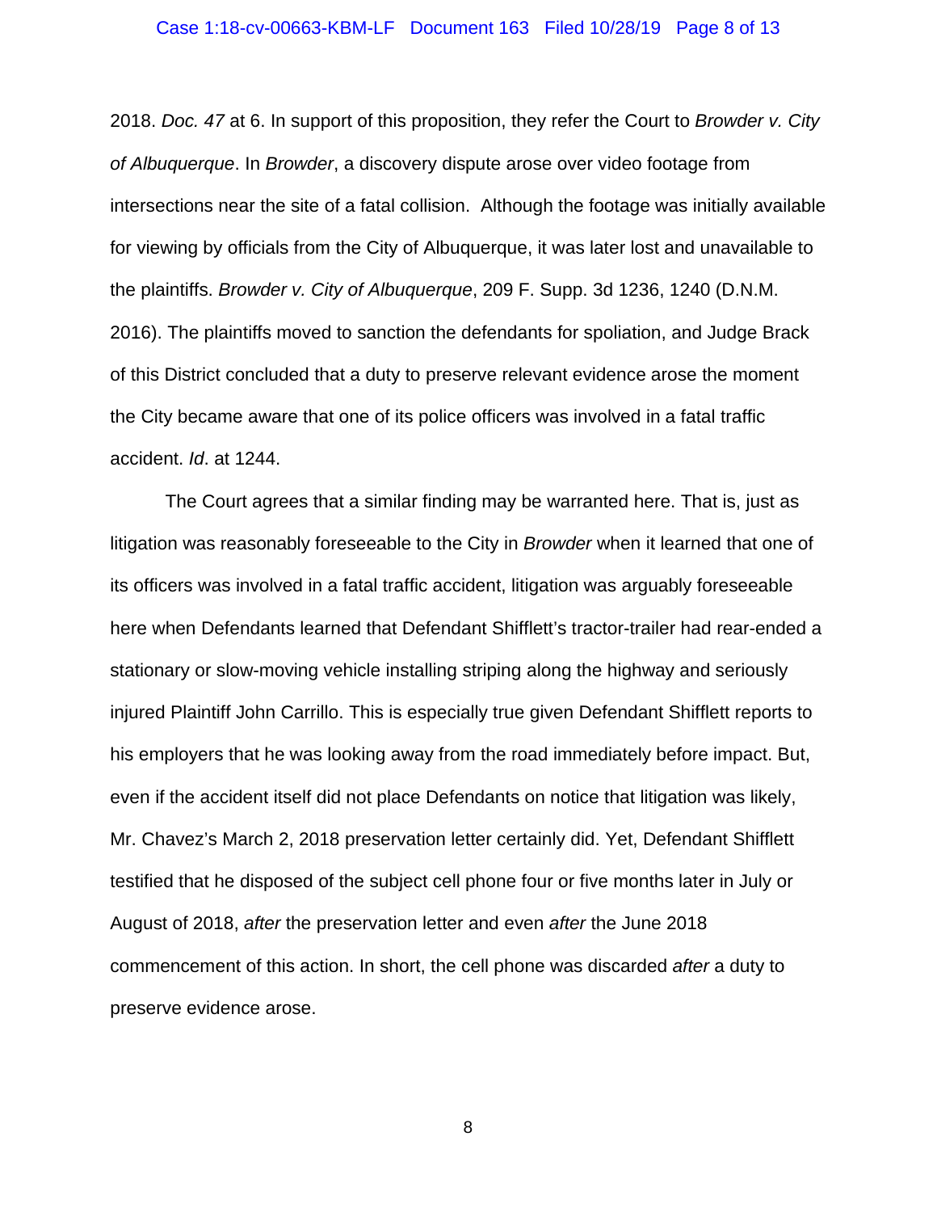2018. *Doc. 47* at 6. In support of this proposition, they refer the Court to *Browder v. City of Albuquerque*. In *Browder*, a discovery dispute arose over video footage from intersections near the site of a fatal collision. Although the footage was initially available for viewing by officials from the City of Albuquerque, it was later lost and unavailable to the plaintiffs. *Browder v. City of Albuquerque*, 209 F. Supp. 3d 1236, 1240 (D.N.M. 2016). The plaintiffs moved to sanction the defendants for spoliation, and Judge Brack of this District concluded that a duty to preserve relevant evidence arose the moment the City became aware that one of its police officers was involved in a fatal traffic accident. *Id*. at 1244.

The Court agrees that a similar finding may be warranted here. That is, just as litigation was reasonably foreseeable to the City in *Browder* when it learned that one of its officers was involved in a fatal traffic accident, litigation was arguably foreseeable here when Defendants learned that Defendant Shifflett's tractor-trailer had rear-ended a stationary or slow-moving vehicle installing striping along the highway and seriously injured Plaintiff John Carrillo. This is especially true given Defendant Shifflett reports to his employers that he was looking away from the road immediately before impact. But, even if the accident itself did not place Defendants on notice that litigation was likely, Mr. Chavez's March 2, 2018 preservation letter certainly did. Yet, Defendant Shifflett testified that he disposed of the subject cell phone four or five months later in July or August of 2018, *after* the preservation letter and even *after* the June 2018 commencement of this action. In short, the cell phone was discarded *after* a duty to preserve evidence arose.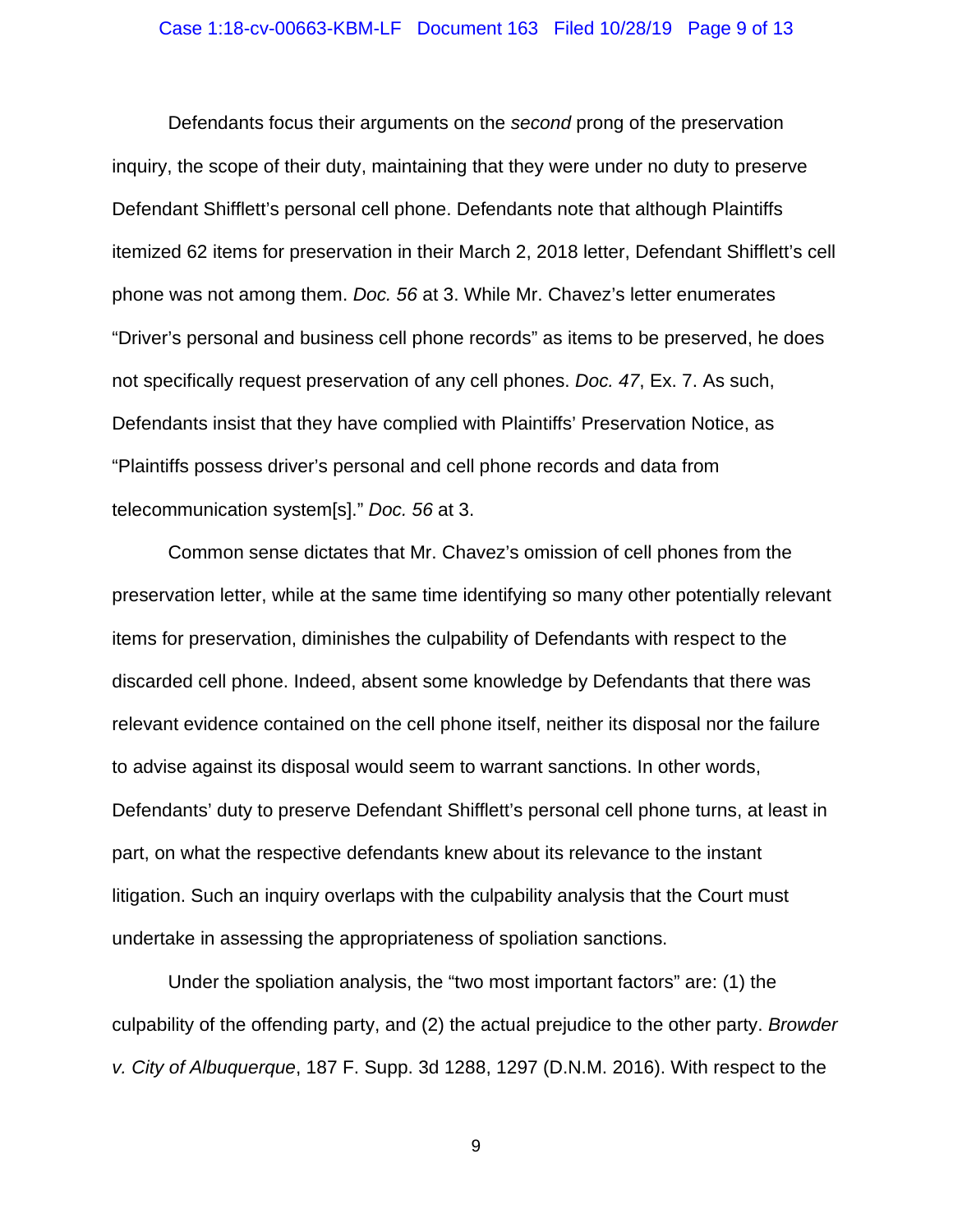Defendants focus their arguments on the *second* prong of the preservation inquiry, the scope of their duty, maintaining that they were under no duty to preserve Defendant Shifflett's personal cell phone. Defendants note that although Plaintiffs itemized 62 items for preservation in their March 2, 2018 letter, Defendant Shifflett's cell phone was not among them. *Doc. 56* at 3. While Mr. Chavez's letter enumerates "Driver's personal and business cell phone records" as items to be preserved, he does not specifically request preservation of any cell phones. *Doc. 47*, Ex. 7. As such, Defendants insist that they have complied with Plaintiffs' Preservation Notice, as "Plaintiffs possess driver's personal and cell phone records and data from telecommunication system[s]." *Doc. 56* at 3.

Common sense dictates that Mr. Chavez's omission of cell phones from the preservation letter, while at the same time identifying so many other potentially relevant items for preservation, diminishes the culpability of Defendants with respect to the discarded cell phone. Indeed, absent some knowledge by Defendants that there was relevant evidence contained on the cell phone itself, neither its disposal nor the failure to advise against its disposal would seem to warrant sanctions. In other words, Defendants' duty to preserve Defendant Shifflett's personal cell phone turns, at least in part, on what the respective defendants knew about its relevance to the instant litigation. Such an inquiry overlaps with the culpability analysis that the Court must undertake in assessing the appropriateness of spoliation sanctions.

Under the spoliation analysis, the "two most important factors" are: (1) the culpability of the offending party, and (2) the actual prejudice to the other party. *Browder v. City of Albuquerque*, 187 F. Supp. 3d 1288, 1297 (D.N.M. 2016). With respect to the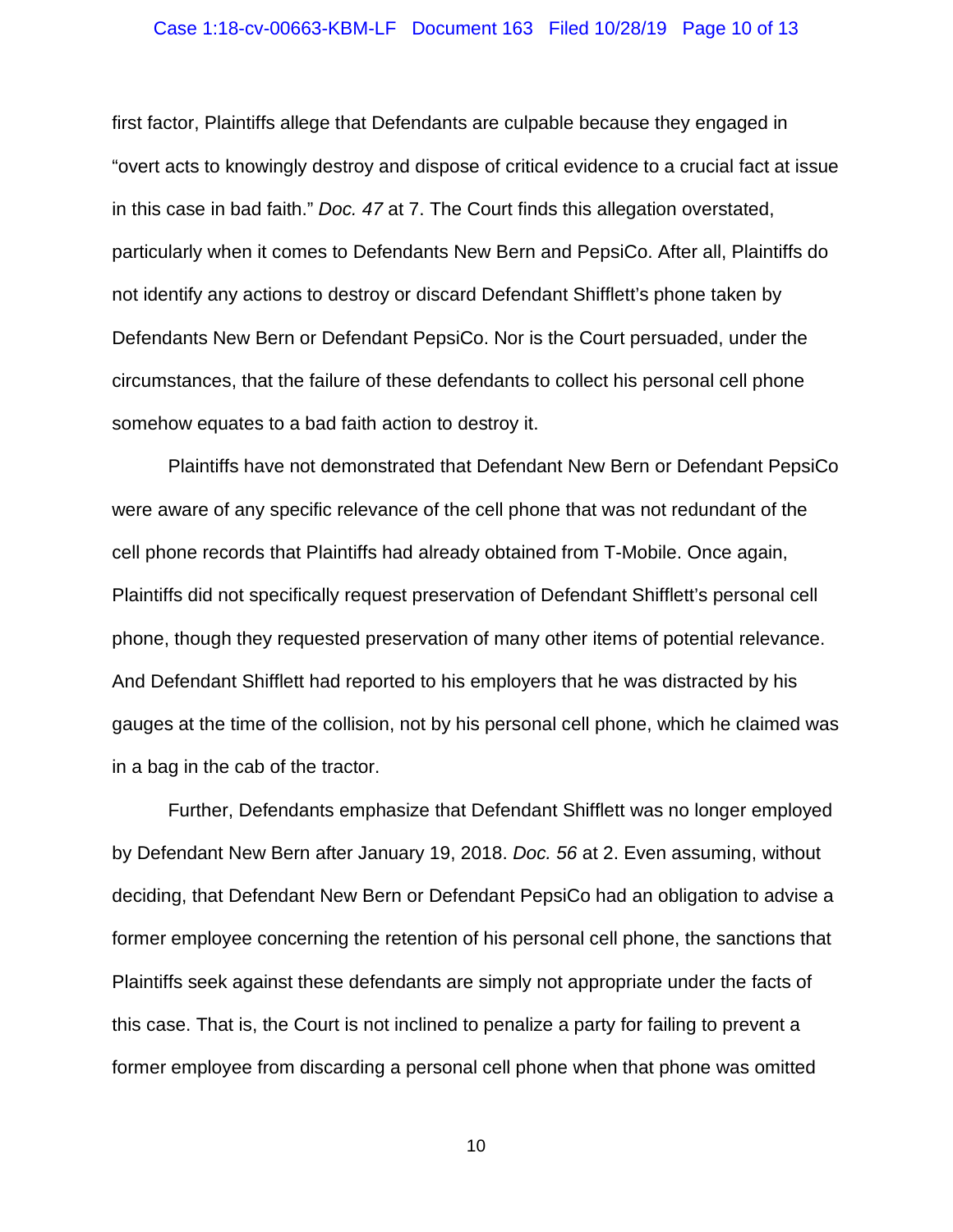first factor, Plaintiffs allege that Defendants are culpable because they engaged in "overt acts to knowingly destroy and dispose of critical evidence to a crucial fact at issue in this case in bad faith." *Doc. 47* at 7. The Court finds this allegation overstated, particularly when it comes to Defendants New Bern and PepsiCo. After all, Plaintiffs do not identify any actions to destroy or discard Defendant Shifflett's phone taken by Defendants New Bern or Defendant PepsiCo. Nor is the Court persuaded, under the circumstances, that the failure of these defendants to collect his personal cell phone somehow equates to a bad faith action to destroy it.

Plaintiffs have not demonstrated that Defendant New Bern or Defendant PepsiCo were aware of any specific relevance of the cell phone that was not redundant of the cell phone records that Plaintiffs had already obtained from T-Mobile. Once again, Plaintiffs did not specifically request preservation of Defendant Shifflett's personal cell phone, though they requested preservation of many other items of potential relevance. And Defendant Shifflett had reported to his employers that he was distracted by his gauges at the time of the collision, not by his personal cell phone, which he claimed was in a bag in the cab of the tractor.

Further, Defendants emphasize that Defendant Shifflett was no longer employed by Defendant New Bern after January 19, 2018. *Doc. 56* at 2. Even assuming, without deciding, that Defendant New Bern or Defendant PepsiCo had an obligation to advise a former employee concerning the retention of his personal cell phone, the sanctions that Plaintiffs seek against these defendants are simply not appropriate under the facts of this case. That is, the Court is not inclined to penalize a party for failing to prevent a former employee from discarding a personal cell phone when that phone was omitted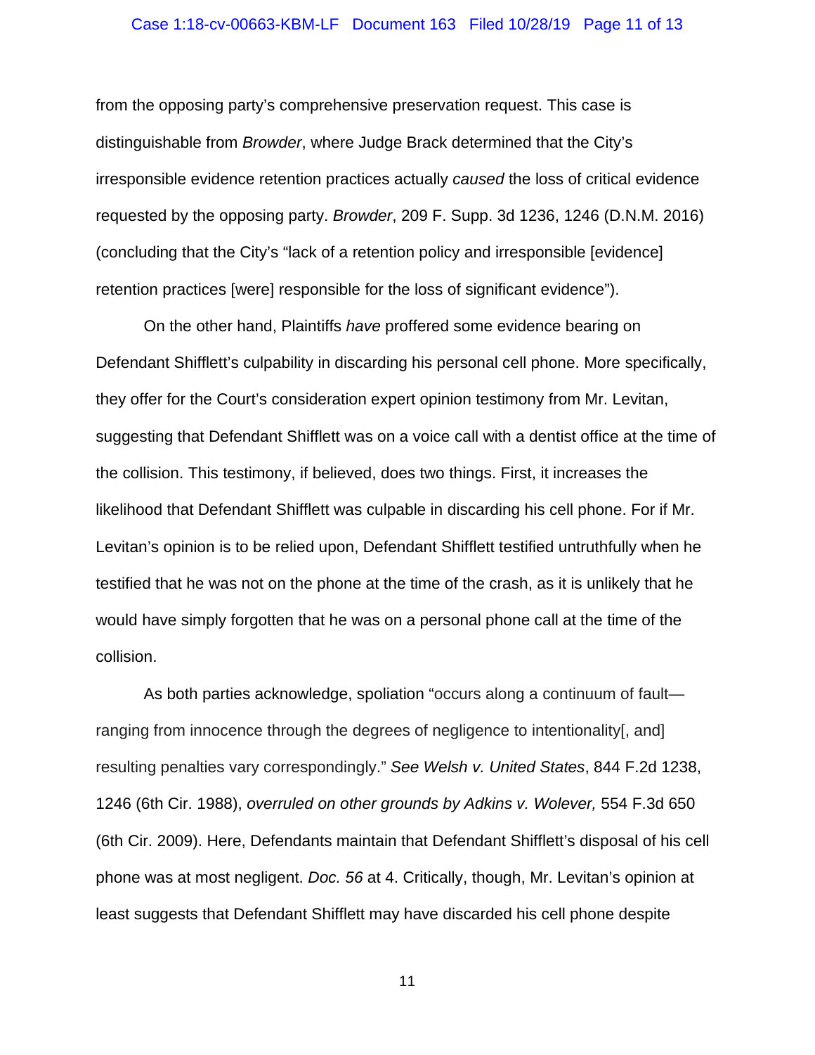from the opposing party's comprehensive preservation request. This case is distinguishable from *Browder*, where Judge Brack determined that the City's irresponsible evidence retention practices actually *caused* the loss of critical evidence requested by the opposing party. *Browder*, 209 F. Supp. 3d 1236, 1246 (D.N.M. 2016) (concluding that the City's "lack of a retention policy and irresponsible [evidence] retention practices [were] responsible for the loss of significant evidence").

On the other hand, Plaintiffs *have* proffered some evidence bearing on Defendant Shifflett's culpability in discarding his personal cell phone. More specifically, they offer for the Court's consideration expert opinion testimony from Mr. Levitan, suggesting that Defendant Shifflett was on a voice call with a dentist office at the time of the collision. This testimony, if believed, does two things. First, it increases the likelihood that Defendant Shifflett was culpable in discarding his cell phone. For if Mr. Levitan's opinion is to be relied upon, Defendant Shifflett testified untruthfully when he testified that he was not on the phone at the time of the crash, as it is unlikely that he would have simply forgotten that he was on a personal phone call at the time of the collision.

As both parties acknowledge, spoliation "occurs along a continuum of fault—ranging from innocence through the degrees of negligence to intentionality[, and] resulting penalties vary correspondingly." *See Welsh v. United States*, 844 F.2d 1238, 1246 (6th Cir. 1988), *overruled on other grounds by Adkins v. Wolever,* 554 F.3d 650 (6th Cir. 2009). Here, Defendants maintain that Defendant Shifflett's disposal of his cell phone was at most negligent. *Doc. 56* at 4. Critically, though, Mr. Levitan's opinion at least suggests that Defendant Shifflett may have discarded his cell phone despite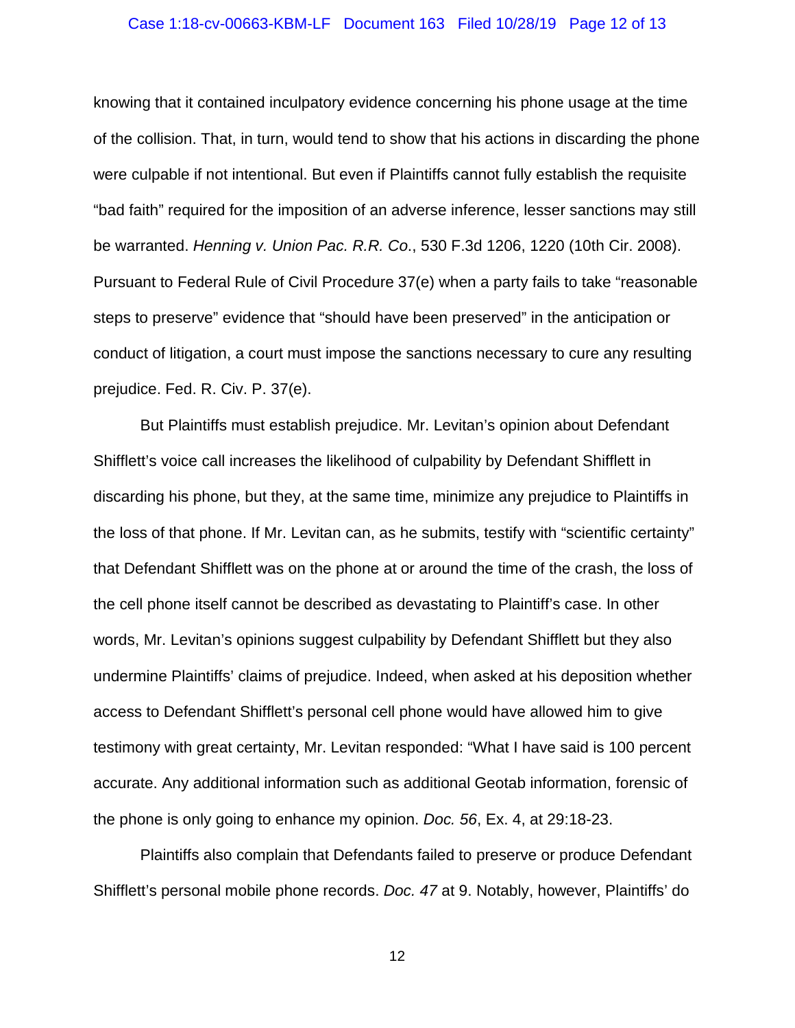knowing that it contained inculpatory evidence concerning his phone usage at the time of the collision. That, in turn, would tend to show that his actions in discarding the phone were culpable if not intentional. But even if Plaintiffs cannot fully establish the requisite "bad faith" required for the imposition of an adverse inference, lesser sanctions may still be warranted. *Henning v. Union Pac. R.R. Co.*, 530 F.3d 1206, 1220 (10th Cir. 2008). Pursuant to Federal Rule of Civil Procedure 37(e) when a party fails to take "reasonable steps to preserve" evidence that "should have been preserved" in the anticipation or conduct of litigation, a court must impose the sanctions necessary to cure any resulting prejudice. Fed. R. Civ. P. 37(e).

But Plaintiffs must establish prejudice. Mr. Levitan's opinion about Defendant Shifflett's voice call increases the likelihood of culpability by Defendant Shifflett in discarding his phone, but they, at the same time, minimize any prejudice to Plaintiffs in the loss of that phone. If Mr. Levitan can, as he submits, testify with "scientific certainty" that Defendant Shifflett was on the phone at or around the time of the crash, the loss of the cell phone itself cannot be described as devastating to Plaintiff's case. In other words, Mr. Levitan's opinions suggest culpability by Defendant Shifflett but they also undermine Plaintiffs' claims of prejudice. Indeed, when asked at his deposition whether access to Defendant Shifflett's personal cell phone would have allowed him to give testimony with great certainty, Mr. Levitan responded: "What I have said is 100 percent accurate. Any additional information such as additional Geotab information, forensic of the phone is only going to enhance my opinion. *Doc. 56*, Ex. 4, at 29:18-23.

Plaintiffs also complain that Defendants failed to preserve or produce Defendant Shifflett's personal mobile phone records. *Doc. 47* at 9. Notably, however, Plaintiffs' do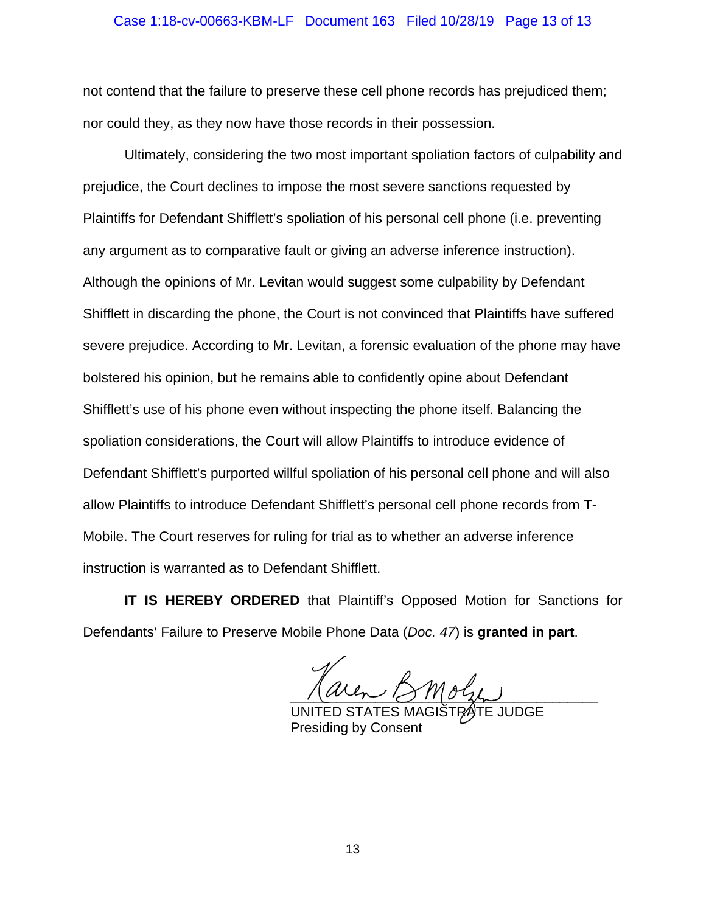not contend that the failure to preserve these cell phone records has prejudiced them; nor could they, as they now have those records in their possession.

Ultimately, considering the two most important spoliation factors of culpability and prejudice, the Court declines to impose the most severe sanctions requested by Plaintiffs for Defendant Shifflett's spoliation of his personal cell phone (i.e. preventing any argument as to comparative fault or giving an adverse inference instruction). Although the opinions of Mr. Levitan would suggest some culpability by Defendant Shifflett in discarding the phone, the Court is not convinced that Plaintiffs have suffered severe prejudice. According to Mr. Levitan, a forensic evaluation of the phone may have bolstered his opinion, but he remains able to confidently opine about Defendant Shifflett's use of his phone even without inspecting the phone itself. Balancing the spoliation considerations, the Court will allow Plaintiffs to introduce evidence of Defendant Shifflett's purported willful spoliation of his personal cell phone and will also allow Plaintiffs to introduce Defendant Shifflett's personal cell phone records from T-Mobile. The Court reserves for ruling for trial as to whether an adverse inference instruction is warranted as to Defendant Shifflett.

**IT IS HEREBY ORDERED** that Plaintiff's Opposed Motion for Sanctions for Defendants' Failure to Preserve Mobile Phone Data (*Doc. 47*) is **granted in part**.

Karen B. Molzen

UNITED STATES MAGISTRATE JUDGE
Presiding by Consent